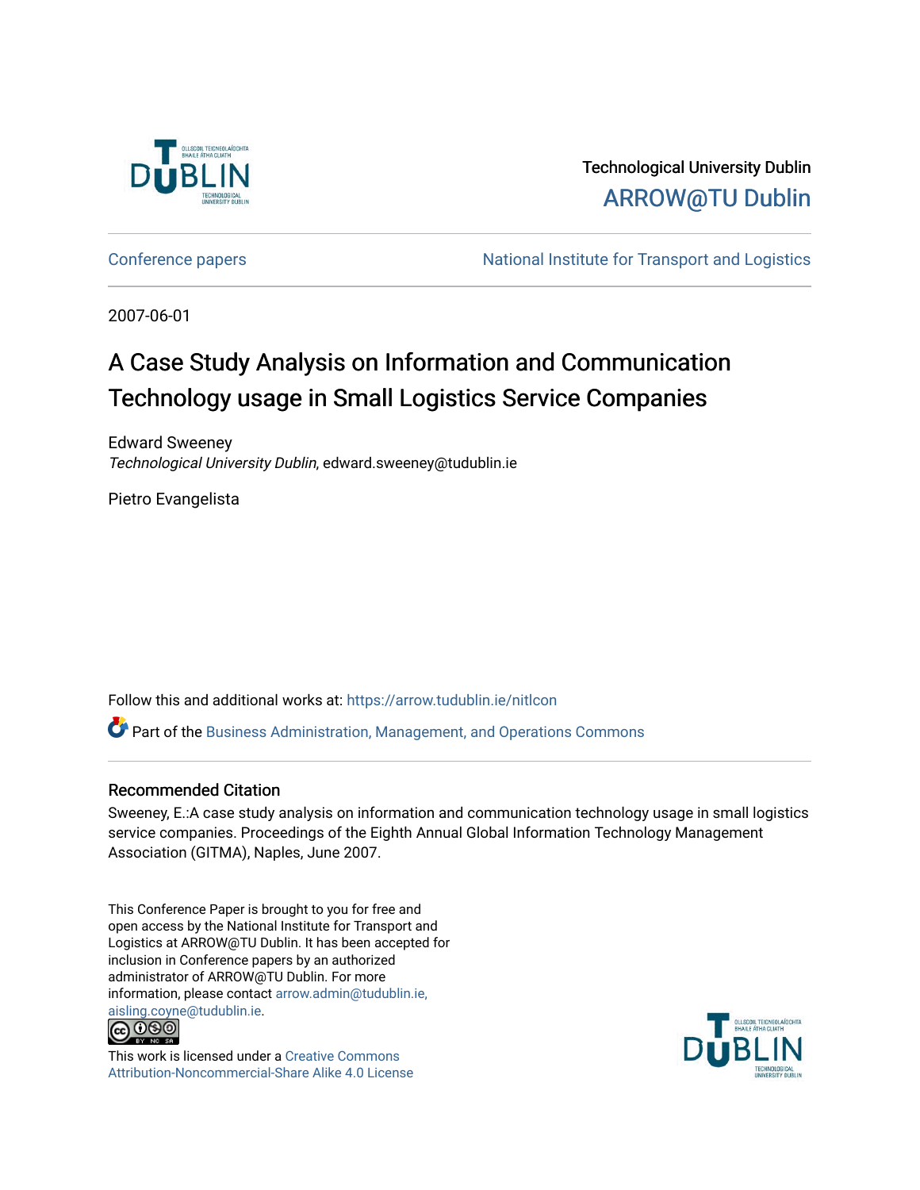Technological University Dublin

ARROW@TU Dublin

Conference papers | National Institute for Transport and Logistics

2007-06-01

# A Case Study Analysis on Information and Communication Technology usage in Small Logistics Service Companies

Edward Sweeney
*Technological University Dublin*, edward.sweeney@tudublin.ie

Pietro Evangelista

Follow this and additional works at: https://arrow.tudublin.ie/nitlcon

Part of the Business Administration, Management, and Operations Commons

## Recommended Citation

Sweeney, E.:A case study analysis on information and communication technology usage in small logistics service companies. Proceedings of the Eighth Annual Global Information Technology Management Association (GITMA), Naples, June 2007.

This Conference Paper is brought to you for free and open access by the National Institute for Transport and Logistics at ARROW@TU Dublin. It has been accepted for inclusion in Conference papers by an authorized administrator of ARROW@TU Dublin. For more information, please contact arrow.admin@tudublin.ie, aisling.coyne@tudublin.ie.

This work is licensed under a Creative Commons Attribution-Noncommercial-Share Alike 4.0 License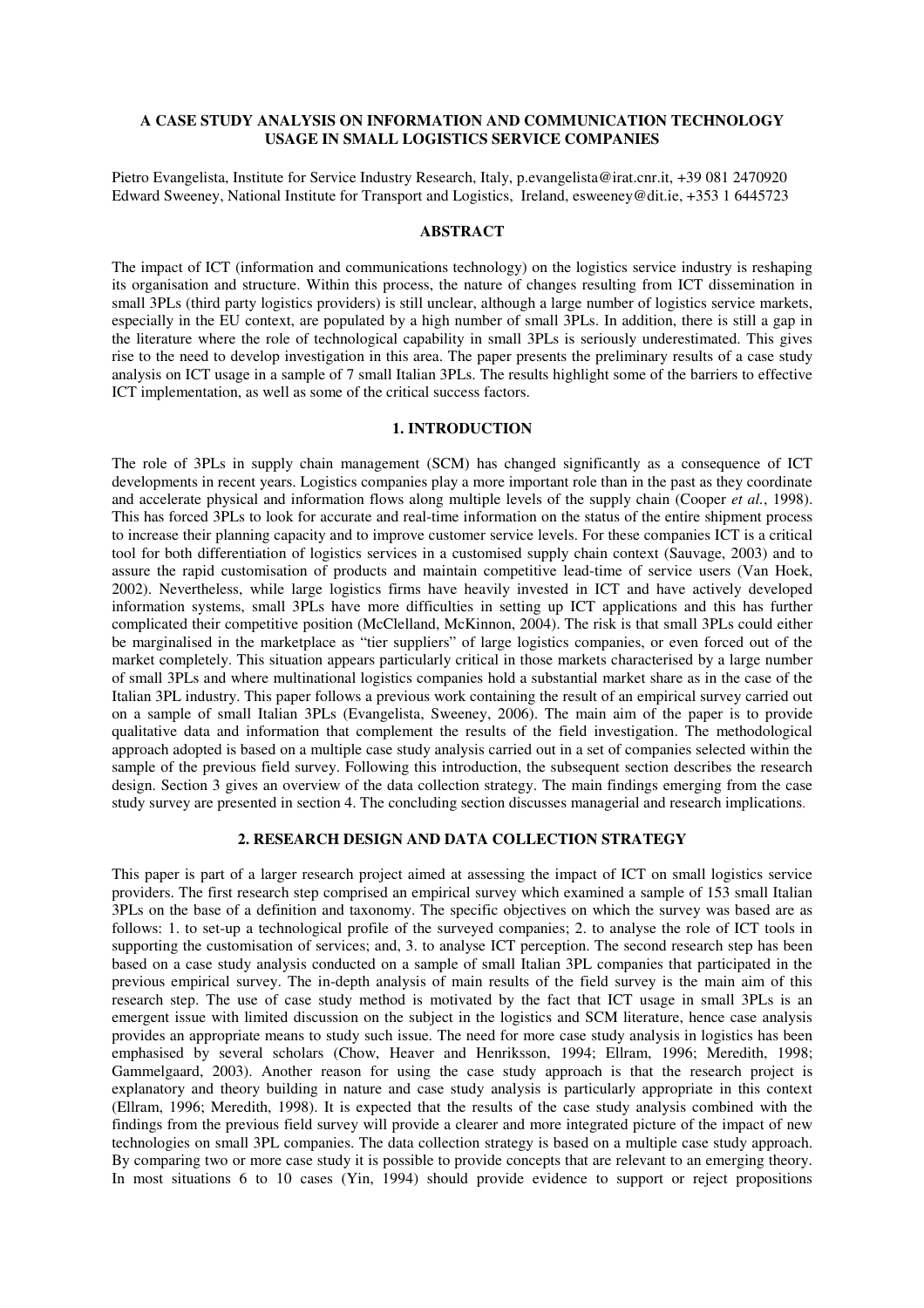**A CASE STUDY ANALYSIS ON INFORMATION AND COMMUNICATION TECHNOLOGY USAGE IN SMALL LOGISTICS SERVICE COMPANIES**

Pietro Evangelista, Institute for Service Industry Research, Italy, p.evangelista@irat.cnr.it, +39 081 2470920
Edward Sweeney, National Institute for Transport and Logistics, Ireland, esweeney@dit.ie, +353 1 6445723

## ABSTRACT

The impact of ICT (information and communications technology) on the logistics service industry is reshaping its organisation and structure. Within this process, the nature of changes resulting from ICT dissemination in small 3PLs (third party logistics providers) is still unclear, although a large number of logistics service markets, especially in the EU context, are populated by a high number of small 3PLs. In addition, there is still a gap in the literature where the role of technological capability in small 3PLs is seriously underestimated. This gives rise to the need to develop investigation in this area. The paper presents the preliminary results of a case study analysis on ICT usage in a sample of 7 small Italian 3PLs. The results highlight some of the barriers to effective ICT implementation, as well as some of the critical success factors.

## 1. INTRODUCTION

The role of 3PLs in supply chain management (SCM) has changed significantly as a consequence of ICT developments in recent years. Logistics companies play a more important role than in the past as they coordinate and accelerate physical and information flows along multiple levels of the supply chain (Cooper *et al.*, 1998). This has forced 3PLs to look for accurate and real-time information on the status of the entire shipment process to increase their planning capacity and to improve customer service levels. For these companies ICT is a critical tool for both differentiation of logistics services in a customised supply chain context (Sauvage, 2003) and to assure the rapid customisation of products and maintain competitive lead-time of service users (Van Hoek, 2002). Nevertheless, while large logistics firms have heavily invested in ICT and have actively developed information systems, small 3PLs have more difficulties in setting up ICT applications and this has further complicated their competitive position (McClelland, McKinnon, 2004). The risk is that small 3PLs could either be marginalised in the marketplace as "tier suppliers" of large logistics companies, or even forced out of the market completely. This situation appears particularly critical in those markets characterised by a large number of small 3PLs and where multinational logistics companies hold a substantial market share as in the case of the Italian 3PL industry. This paper follows a previous work containing the result of an empirical survey carried out on a sample of small Italian 3PLs (Evangelista, Sweeney, 2006). The main aim of the paper is to provide qualitative data and information that complement the results of the field investigation. The methodological approach adopted is based on a multiple case study analysis carried out in a set of companies selected within the sample of the previous field survey. Following this introduction, the subsequent section describes the research design. Section 3 gives an overview of the data collection strategy. The main findings emerging from the case study survey are presented in section 4. The concluding section discusses managerial and research implications.

## 2. RESEARCH DESIGN AND DATA COLLECTION STRATEGY

This paper is part of a larger research project aimed at assessing the impact of ICT on small logistics service providers. The first research step comprised an empirical survey which examined a sample of 153 small Italian 3PLs on the base of a definition and taxonomy. The specific objectives on which the survey was based are as follows: 1. to set-up a technological profile of the surveyed companies; 2. to analyse the role of ICT tools in supporting the customisation of services; and, 3. to analyse ICT perception. The second research step has been based on a case study analysis conducted on a sample of small Italian 3PL companies that participated in the previous empirical survey. The in-depth analysis of main results of the field survey is the main aim of this research step. The use of case study method is motivated by the fact that ICT usage in small 3PLs is an emergent issue with limited discussion on the subject in the logistics and SCM literature, hence case analysis provides an appropriate means to study such issue. The need for more case study analysis in logistics has been emphasised by several scholars (Chow, Heaver and Henriksson, 1994; Ellram, 1996; Meredith, 1998; Gammelgaard, 2003). Another reason for using the case study approach is that the research project is explanatory and theory building in nature and case study analysis is particularly appropriate in this context (Ellram, 1996; Meredith, 1998). It is expected that the results of the case study analysis combined with the findings from the previous field survey will provide a clearer and more integrated picture of the impact of new technologies on small 3PL companies. The data collection strategy is based on a multiple case study approach. By comparing two or more case study it is possible to provide concepts that are relevant to an emerging theory. In most situations 6 to 10 cases (Yin, 1994) should provide evidence to support or reject propositions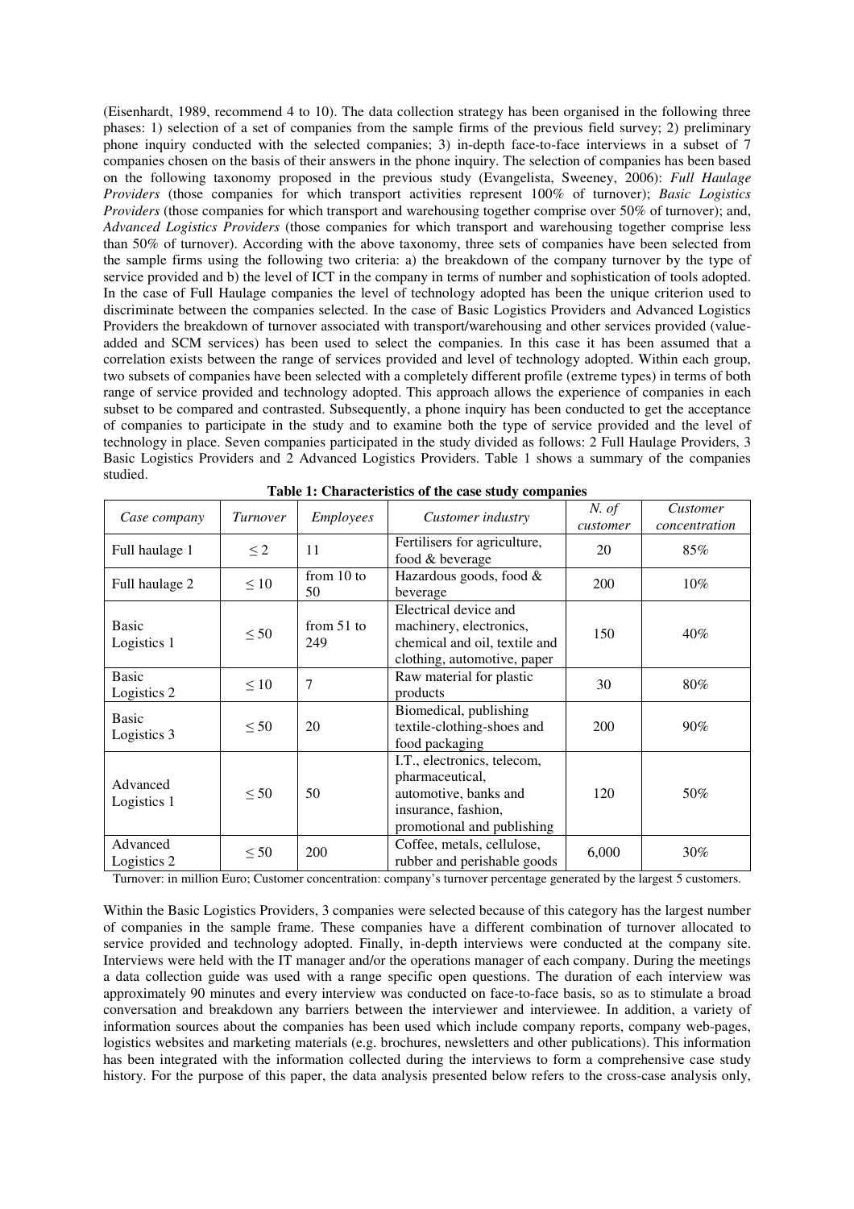(Eisenhardt, 1989, recommend 4 to 10). The data collection strategy has been organised in the following three phases: 1) selection of a set of companies from the sample firms of the previous field survey; 2) preliminary phone inquiry conducted with the selected companies; 3) in-depth face-to-face interviews in a subset of 7 companies chosen on the basis of their answers in the phone inquiry. The selection of companies has been based on the following taxonomy proposed in the previous study (Evangelista, Sweeney, 2006): *Full Haulage Providers* (those companies for which transport activities represent 100% of turnover); *Basic Logistics Providers* (those companies for which transport and warehousing together comprise over 50% of turnover); and, *Advanced Logistics Providers* (those companies for which transport and warehousing together comprise less than 50% of turnover). According with the above taxonomy, three sets of companies have been selected from the sample firms using the following two criteria: a) the breakdown of the company turnover by the type of service provided and b) the level of ICT in the company in terms of number and sophistication of tools adopted. In the case of Full Haulage companies the level of technology adopted has been the unique criterion used to discriminate between the companies selected. In the case of Basic Logistics Providers and Advanced Logistics Providers the breakdown of turnover associated with transport/warehousing and other services provided (value-added and SCM services) has been used to select the companies. In this case it has been assumed that a correlation exists between the range of services provided and level of technology adopted. Within each group, two subsets of companies have been selected with a completely different profile (extreme types) in terms of both range of service provided and technology adopted. This approach allows the experience of companies in each subset to be compared and contrasted. Subsequently, a phone inquiry has been conducted to get the acceptance of companies to participate in the study and to examine both the type of service provided and the level of technology in place. Seven companies participated in the study divided as follows: 2 Full Haulage Providers, 3 Basic Logistics Providers and 2 Advanced Logistics Providers. Table 1 shows a summary of the companies studied.

**Table 1: Characteristics of the case study companies**

| *Case company* | *Turnover* | *Employees* | *Customer industry* | *N. of customer* | *Customer concentration* |
|---|---|---|---|---|---|
| Full haulage 1 | ≤ 2 | 11 | Fertilisers for agriculture, food & beverage | 20 | 85% |
| Full haulage 2 | ≤ 10 | from 10 to 50 | Hazardous goods, food & beverage | 200 | 10% |
| Basic Logistics 1 | ≤ 50 | from 51 to 249 | Electrical device and machinery, electronics, chemical and oil, textile and clothing, automotive, paper | 150 | 40% |
| Basic Logistics 2 | ≤ 10 | 7 | Raw material for plastic products | 30 | 80% |
| Basic Logistics 3 | ≤ 50 | 20 | Biomedical, publishing textile-clothing-shoes and food packaging | 200 | 90% |
| Advanced Logistics 1 | ≤ 50 | 50 | I.T., electronics, telecom, pharmaceutical, automotive, banks and insurance, fashion, promotional and publishing | 120 | 50% |
| Advanced Logistics 2 | ≤ 50 | 200 | Coffee, metals, cellulose, rubber and perishable goods | 6,000 | 30% |

Turnover: in million Euro; Customer concentration: company's turnover percentage generated by the largest 5 customers.

Within the Basic Logistics Providers, 3 companies were selected because of this category has the largest number of companies in the sample frame. These companies have a different combination of turnover allocated to service provided and technology adopted. Finally, in-depth interviews were conducted at the company site. Interviews were held with the IT manager and/or the operations manager of each company. During the meetings a data collection guide was used with a range specific open questions. The duration of each interview was approximately 90 minutes and every interview was conducted on face-to-face basis, so as to stimulate a broad conversation and breakdown any barriers between the interviewer and interviewee. In addition, a variety of information sources about the companies has been used which include company reports, company web-pages, logistics websites and marketing materials (e.g. brochures, newsletters and other publications). This information has been integrated with the information collected during the interviews to form a comprehensive case study history. For the purpose of this paper, the data analysis presented below refers to the cross-case analysis only,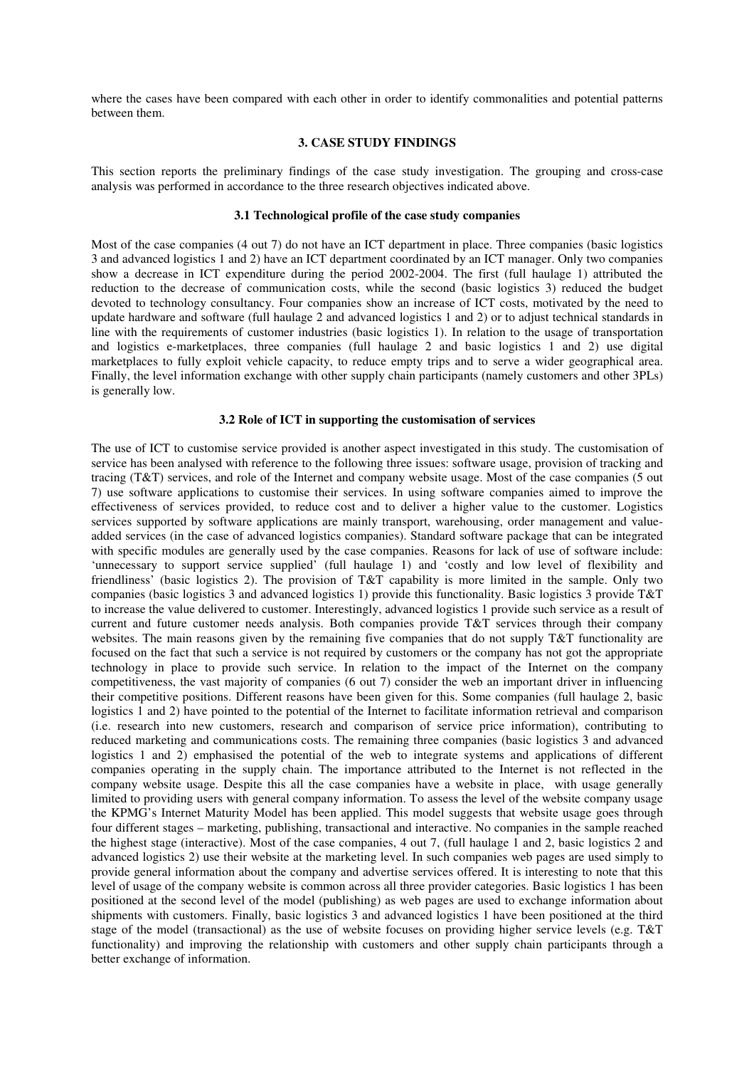where the cases have been compared with each other in order to identify commonalities and potential patterns between them.

## 3. CASE STUDY FINDINGS

This section reports the preliminary findings of the case study investigation. The grouping and cross-case analysis was performed in accordance to the three research objectives indicated above.

### 3.1 Technological profile of the case study companies

Most of the case companies (4 out 7) do not have an ICT department in place. Three companies (basic logistics 3 and advanced logistics 1 and 2) have an ICT department coordinated by an ICT manager. Only two companies show a decrease in ICT expenditure during the period 2002-2004. The first (full haulage 1) attributed the reduction to the decrease of communication costs, while the second (basic logistics 3) reduced the budget devoted to technology consultancy. Four companies show an increase of ICT costs, motivated by the need to update hardware and software (full haulage 2 and advanced logistics 1 and 2) or to adjust technical standards in line with the requirements of customer industries (basic logistics 1). In relation to the usage of transportation and logistics e-marketplaces, three companies (full haulage 2 and basic logistics 1 and 2) use digital marketplaces to fully exploit vehicle capacity, to reduce empty trips and to serve a wider geographical area. Finally, the level information exchange with other supply chain participants (namely customers and other 3PLs) is generally low.

### 3.2 Role of ICT in supporting the customisation of services

The use of ICT to customise service provided is another aspect investigated in this study. The customisation of service has been analysed with reference to the following three issues: software usage, provision of tracking and tracing (T&T) services, and role of the Internet and company website usage. Most of the case companies (5 out 7) use software applications to customise their services. In using software companies aimed to improve the effectiveness of services provided, to reduce cost and to deliver a higher value to the customer. Logistics services supported by software applications are mainly transport, warehousing, order management and value-added services (in the case of advanced logistics companies). Standard software package that can be integrated with specific modules are generally used by the case companies. Reasons for lack of use of software include: 'unnecessary to support service supplied' (full haulage 1) and 'costly and low level of flexibility and friendliness' (basic logistics 2). The provision of T&T capability is more limited in the sample. Only two companies (basic logistics 3 and advanced logistics 1) provide this functionality. Basic logistics 3 provide T&T to increase the value delivered to customer. Interestingly, advanced logistics 1 provide such service as a result of current and future customer needs analysis. Both companies provide T&T services through their company websites. The main reasons given by the remaining five companies that do not supply T&T functionality are focused on the fact that such a service is not required by customers or the company has not got the appropriate technology in place to provide such service. In relation to the impact of the Internet on the company competitiveness, the vast majority of companies (6 out 7) consider the web an important driver in influencing their competitive positions. Different reasons have been given for this. Some companies (full haulage 2, basic logistics 1 and 2) have pointed to the potential of the Internet to facilitate information retrieval and comparison (i.e. research into new customers, research and comparison of service price information), contributing to reduced marketing and communications costs. The remaining three companies (basic logistics 3 and advanced logistics 1 and 2) emphasised the potential of the web to integrate systems and applications of different companies operating in the supply chain. The importance attributed to the Internet is not reflected in the company website usage. Despite this all the case companies have a website in place, with usage generally limited to providing users with general company information. To assess the level of the website company usage the KPMG's Internet Maturity Model has been applied. This model suggests that website usage goes through four different stages – marketing, publishing, transactional and interactive. No companies in the sample reached the highest stage (interactive). Most of the case companies, 4 out 7, (full haulage 1 and 2, basic logistics 2 and advanced logistics 2) use their website at the marketing level. In such companies web pages are used simply to provide general information about the company and advertise services offered. It is interesting to note that this level of usage of the company website is common across all three provider categories. Basic logistics 1 has been positioned at the second level of the model (publishing) as web pages are used to exchange information about shipments with customers. Finally, basic logistics 3 and advanced logistics 1 have been positioned at the third stage of the model (transactional) as the use of website focuses on providing higher service levels (e.g. T&T functionality) and improving the relationship with customers and other supply chain participants through a better exchange of information.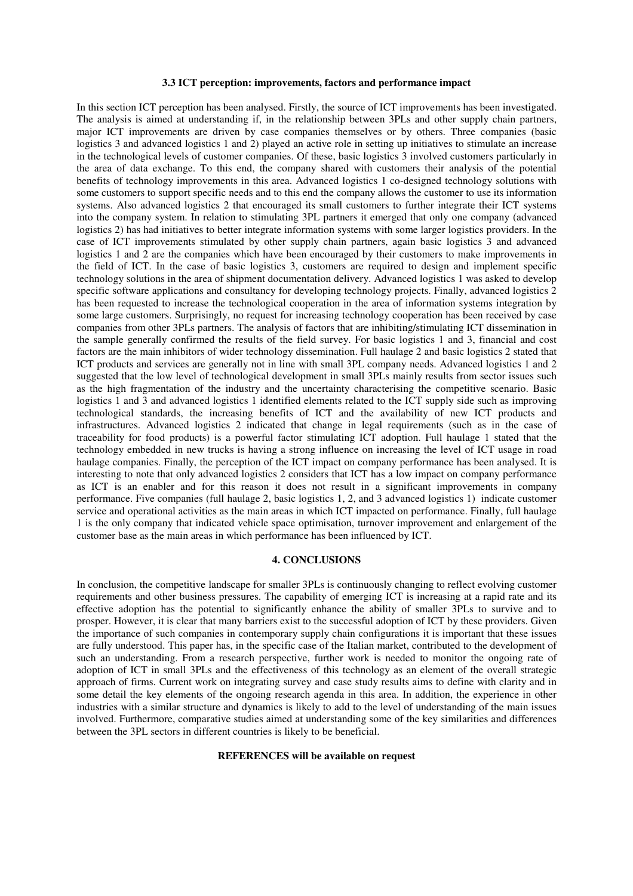### 3.3 ICT perception: improvements, factors and performance impact

In this section ICT perception has been analysed. Firstly, the source of ICT improvements has been investigated. The analysis is aimed at understanding if, in the relationship between 3PLs and other supply chain partners, major ICT improvements are driven by case companies themselves or by others. Three companies (basic logistics 3 and advanced logistics 1 and 2) played an active role in setting up initiatives to stimulate an increase in the technological levels of customer companies. Of these, basic logistics 3 involved customers particularly in the area of data exchange. To this end, the company shared with customers their analysis of the potential benefits of technology improvements in this area. Advanced logistics 1 co-designed technology solutions with some customers to support specific needs and to this end the company allows the customer to use its information systems. Also advanced logistics 2 that encouraged its small customers to further integrate their ICT systems into the company system. In relation to stimulating 3PL partners it emerged that only one company (advanced logistics 2) has had initiatives to better integrate information systems with some larger logistics providers. In the case of ICT improvements stimulated by other supply chain partners, again basic logistics 3 and advanced logistics 1 and 2 are the companies which have been encouraged by their customers to make improvements in the field of ICT. In the case of basic logistics 3, customers are required to design and implement specific technology solutions in the area of shipment documentation delivery. Advanced logistics 1 was asked to develop specific software applications and consultancy for developing technology projects. Finally, advanced logistics 2 has been requested to increase the technological cooperation in the area of information systems integration by some large customers. Surprisingly, no request for increasing technology cooperation has been received by case companies from other 3PLs partners. The analysis of factors that are inhibiting/stimulating ICT dissemination in the sample generally confirmed the results of the field survey. For basic logistics 1 and 3, financial and cost factors are the main inhibitors of wider technology dissemination. Full haulage 2 and basic logistics 2 stated that ICT products and services are generally not in line with small 3PL company needs. Advanced logistics 1 and 2 suggested that the low level of technological development in small 3PLs mainly results from sector issues such as the high fragmentation of the industry and the uncertainty characterising the competitive scenario. Basic logistics 1 and 3 and advanced logistics 1 identified elements related to the ICT supply side such as improving technological standards, the increasing benefits of ICT and the availability of new ICT products and infrastructures. Advanced logistics 2 indicated that change in legal requirements (such as in the case of traceability for food products) is a powerful factor stimulating ICT adoption. Full haulage 1 stated that the technology embedded in new trucks is having a strong influence on increasing the level of ICT usage in road haulage companies. Finally, the perception of the ICT impact on company performance has been analysed. It is interesting to note that only advanced logistics 2 considers that ICT has a low impact on company performance as ICT is an enabler and for this reason it does not result in a significant improvements in company performance. Five companies (full haulage 2, basic logistics 1, 2, and 3 advanced logistics 1) indicate customer service and operational activities as the main areas in which ICT impacted on performance. Finally, full haulage 1 is the only company that indicated vehicle space optimisation, turnover improvement and enlargement of the customer base as the main areas in which performance has been influenced by ICT.

## 4. CONCLUSIONS

In conclusion, the competitive landscape for smaller 3PLs is continuously changing to reflect evolving customer requirements and other business pressures. The capability of emerging ICT is increasing at a rapid rate and its effective adoption has the potential to significantly enhance the ability of smaller 3PLs to survive and to prosper. However, it is clear that many barriers exist to the successful adoption of ICT by these providers. Given the importance of such companies in contemporary supply chain configurations it is important that these issues are fully understood. This paper has, in the specific case of the Italian market, contributed to the development of such an understanding. From a research perspective, further work is needed to monitor the ongoing rate of adoption of ICT in small 3PLs and the effectiveness of this technology as an element of the overall strategic approach of firms. Current work on integrating survey and case study results aims to define with clarity and in some detail the key elements of the ongoing research agenda in this area. In addition, the experience in other industries with a similar structure and dynamics is likely to add to the level of understanding of the main issues involved. Furthermore, comparative studies aimed at understanding some of the key similarities and differences between the 3PL sectors in different countries is likely to be beneficial.

**REFERENCES will be available on request**